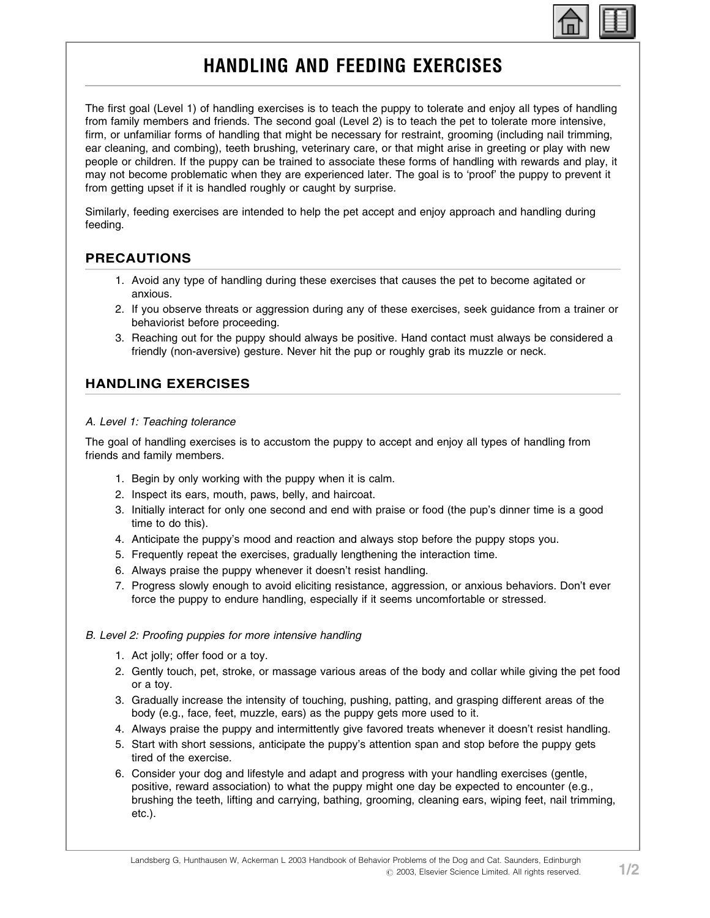# HANDLING AND FEEDING EXERCISES

The first goal (Level 1) of handling exercises is to teach the puppy to tolerate and enjoy all types of handling from family members and friends. The second goal (Level 2) is to teach the pet to tolerate more intensive, firm, or unfamiliar forms of handling that might be necessary for restraint, grooming (including nail trimming, ear cleaning, and combing), teeth brushing, veterinary care, or that might arise in greeting or play with new people or children. If the puppy can be trained to associate these forms of handling with rewards and play, it may not become problematic when they are experienced later. The goal is to 'proof' the puppy to prevent it from getting upset if it is handled roughly or caught by surprise.

Similarly, feeding exercises are intended to help the pet accept and enjoy approach and handling during feeding.

## PRECAUTIONS

1. Avoid any type of handling during these exercises that causes the pet to become agitated or anxious.
2. If you observe threats or aggression during any of these exercises, seek guidance from a trainer or behaviorist before proceeding.
3. Reaching out for the puppy should always be positive. Hand contact must always be considered a friendly (non-aversive) gesture. Never hit the pup or roughly grab its muzzle or neck.

## HANDLING EXERCISES

*A. Level 1: Teaching tolerance*

The goal of handling exercises is to accustom the puppy to accept and enjoy all types of handling from friends and family members.

1. Begin by only working with the puppy when it is calm.
2. Inspect its ears, mouth, paws, belly, and haircoat.
3. Initially interact for only one second and end with praise or food (the pup's dinner time is a good time to do this).
4. Anticipate the puppy's mood and reaction and always stop before the puppy stops you.
5. Frequently repeat the exercises, gradually lengthening the interaction time.
6. Always praise the puppy whenever it doesn't resist handling.
7. Progress slowly enough to avoid eliciting resistance, aggression, or anxious behaviors. Don't ever force the puppy to endure handling, especially if it seems uncomfortable or stressed.

*B. Level 2: Proofing puppies for more intensive handling*

1. Act jolly; offer food or a toy.
2. Gently touch, pet, stroke, or massage various areas of the body and collar while giving the pet food or a toy.
3. Gradually increase the intensity of touching, pushing, patting, and grasping different areas of the body (e.g., face, feet, muzzle, ears) as the puppy gets more used to it.
4. Always praise the puppy and intermittently give favored treats whenever it doesn't resist handling.
5. Start with short sessions, anticipate the puppy's attention span and stop before the puppy gets tired of the exercise.
6. Consider your dog and lifestyle and adapt and progress with your handling exercises (gentle, positive, reward association) to what the puppy might one day be expected to encounter (e.g., brushing the teeth, lifting and carrying, bathing, grooming, cleaning ears, wiping feet, nail trimming, etc.).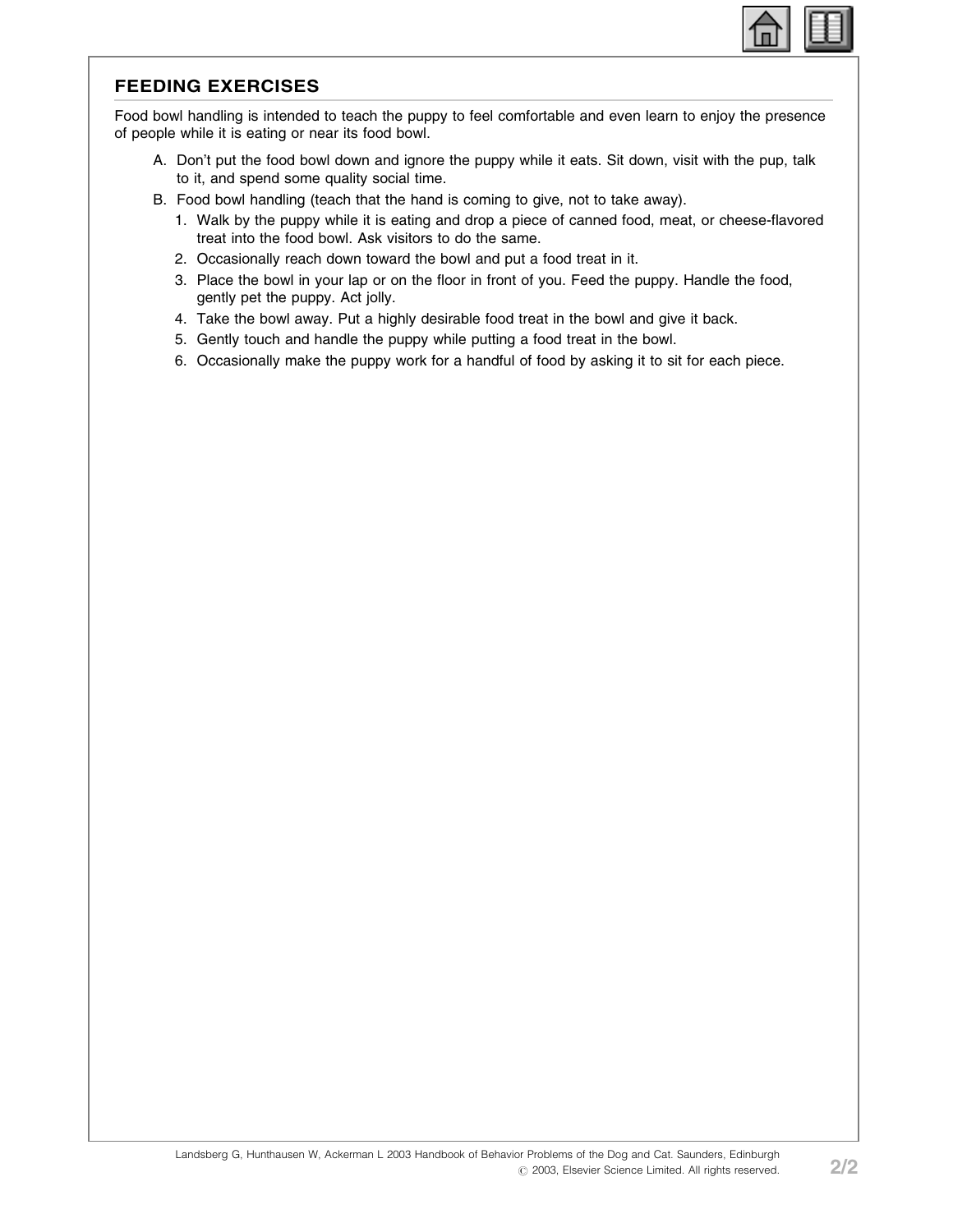## FEEDING EXERCISES

Food bowl handling is intended to teach the puppy to feel comfortable and even learn to enjoy the presence of people while it is eating or near its food bowl.

A. Don't put the food bowl down and ignore the puppy while it eats. Sit down, visit with the pup, talk to it, and spend some quality social time.

B. Food bowl handling (teach that the hand is coming to give, not to take away).

   1. Walk by the puppy while it is eating and drop a piece of canned food, meat, or cheese-flavored treat into the food bowl. Ask visitors to do the same.
   2. Occasionally reach down toward the bowl and put a food treat in it.
   3. Place the bowl in your lap or on the floor in front of you. Feed the puppy. Handle the food, gently pet the puppy. Act jolly.
   4. Take the bowl away. Put a highly desirable food treat in the bowl and give it back.
   5. Gently touch and handle the puppy while putting a food treat in the bowl.
   6. Occasionally make the puppy work for a handful of food by asking it to sit for each piece.

Landsberg G, Hunthausen W, Ackerman L 2003 Handbook of Behavior Problems of the Dog and Cat. Saunders, Edinburgh
© 2003, Elsevier Science Limited. All rights reserved.